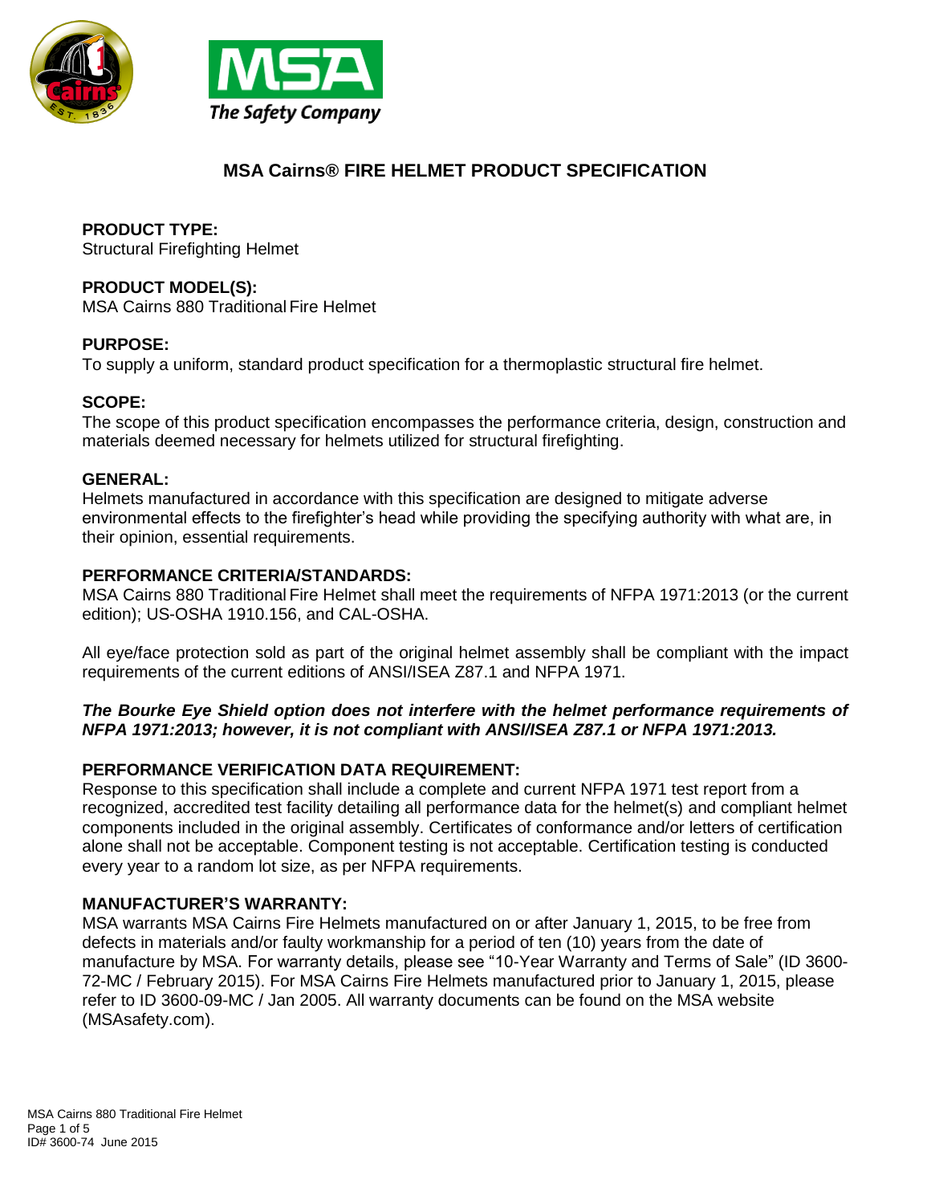# MSA Cairns® FIRE HELMET PRODUCT SPECIFICATION

**PRODUCT TYPE:**
Structural Firefighting Helmet

**PRODUCT MODEL(S):**
MSA Cairns 880 Traditional Fire Helmet

**PURPOSE:**
To supply a uniform, standard product specification for a thermoplastic structural fire helmet.

**SCOPE:**
The scope of this product specification encompasses the performance criteria, design, construction and materials deemed necessary for helmets utilized for structural firefighting.

**GENERAL:**
Helmets manufactured in accordance with this specification are designed to mitigate adverse environmental effects to the firefighter's head while providing the specifying authority with what are, in their opinion, essential requirements.

**PERFORMANCE CRITERIA/STANDARDS:**
MSA Cairns 880 Traditional Fire Helmet shall meet the requirements of NFPA 1971:2013 (or the current edition); US-OSHA 1910.156, and CAL-OSHA.

All eye/face protection sold as part of the original helmet assembly shall be compliant with the impact requirements of the current editions of ANSI/ISEA Z87.1 and NFPA 1971.

***The Bourke Eye Shield option does not interfere with the helmet performance requirements of NFPA 1971:2013; however, it is not compliant with ANSI/ISEA Z87.1 or NFPA 1971:2013.***

**PERFORMANCE VERIFICATION DATA REQUIREMENT:**
Response to this specification shall include a complete and current NFPA 1971 test report from a recognized, accredited test facility detailing all performance data for the helmet(s) and compliant helmet components included in the original assembly. Certificates of conformance and/or letters of certification alone shall not be acceptable. Component testing is not acceptable. Certification testing is conducted every year to a random lot size, as per NFPA requirements.

**MANUFACTURER'S WARRANTY:**
MSA warrants MSA Cairns Fire Helmets manufactured on or after January 1, 2015, to be free from defects in materials and/or faulty workmanship for a period of ten (10) years from the date of manufacture by MSA. For warranty details, please see "10-Year Warranty and Terms of Sale" (ID 3600-72-MC / February 2015). For MSA Cairns Fire Helmets manufactured prior to January 1, 2015, please refer to ID 3600-09-MC / Jan 2005. All warranty documents can be found on the MSA website (MSAsafety.com).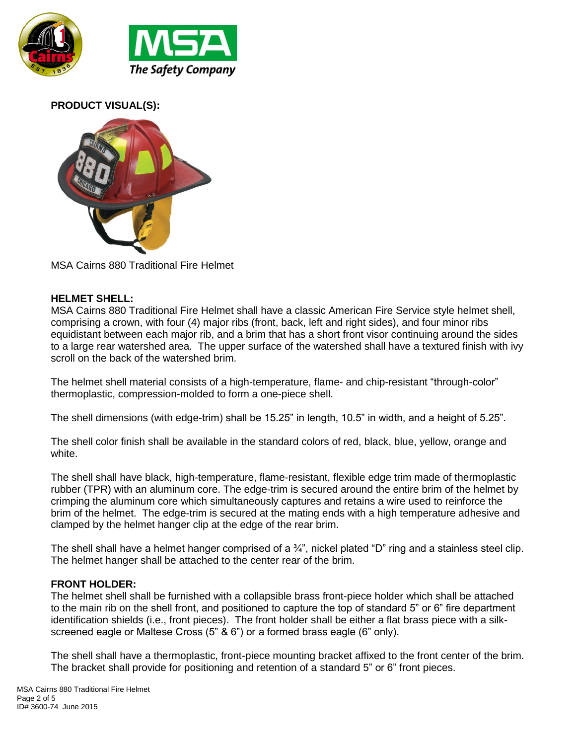**PRODUCT VISUAL(S):**

MSA Cairns 880 Traditional Fire Helmet

**HELMET SHELL:**

MSA Cairns 880 Traditional Fire Helmet shall have a classic American Fire Service style helmet shell, comprising a crown, with four (4) major ribs (front, back, left and right sides), and four minor ribs equidistant between each major rib, and a brim that has a short front visor continuing around the sides to a large rear watershed area. The upper surface of the watershed shall have a textured finish with ivy scroll on the back of the watershed brim.

The helmet shell material consists of a high-temperature, flame- and chip-resistant "through-color" thermoplastic, compression-molded to form a one-piece shell.

The shell dimensions (with edge-trim) shall be 15.25" in length, 10.5" in width, and a height of 5.25".

The shell color finish shall be available in the standard colors of red, black, blue, yellow, orange and white.

The shell shall have black, high-temperature, flame-resistant, flexible edge trim made of thermoplastic rubber (TPR) with an aluminum core. The edge-trim is secured around the entire brim of the helmet by crimping the aluminum core which simultaneously captures and retains a wire used to reinforce the brim of the helmet. The edge-trim is secured at the mating ends with a high temperature adhesive and clamped by the helmet hanger clip at the edge of the rear brim.

The shell shall have a helmet hanger comprised of a ¾", nickel plated "D" ring and a stainless steel clip. The helmet hanger shall be attached to the center rear of the brim.

**FRONT HOLDER:**

The helmet shell shall be furnished with a collapsible brass front-piece holder which shall be attached to the main rib on the shell front, and positioned to capture the top of standard 5" or 6" fire department identification shields (i.e., front pieces). The front holder shall be either a flat brass piece with a silk-screened eagle or Maltese Cross (5" & 6") or a formed brass eagle (6" only).

The shell shall have a thermoplastic, front-piece mounting bracket affixed to the front center of the brim. The bracket shall provide for positioning and retention of a standard 5" or 6" front pieces.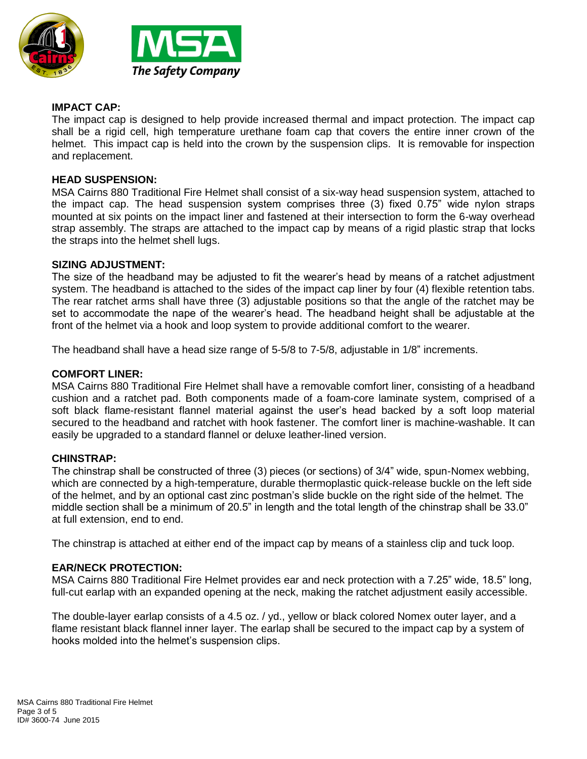**IMPACT CAP:**

The impact cap is designed to help provide increased thermal and impact protection. The impact cap shall be a rigid cell, high temperature urethane foam cap that covers the entire inner crown of the helmet. This impact cap is held into the crown by the suspension clips. It is removable for inspection and replacement.

**HEAD SUSPENSION:**

MSA Cairns 880 Traditional Fire Helmet shall consist of a six-way head suspension system, attached to the impact cap. The head suspension system comprises three (3) fixed 0.75" wide nylon straps mounted at six points on the impact liner and fastened at their intersection to form the 6-way overhead strap assembly. The straps are attached to the impact cap by means of a rigid plastic strap that locks the straps into the helmet shell lugs.

**SIZING ADJUSTMENT:**

The size of the headband may be adjusted to fit the wearer's head by means of a ratchet adjustment system. The headband is attached to the sides of the impact cap liner by four (4) flexible retention tabs. The rear ratchet arms shall have three (3) adjustable positions so that the angle of the ratchet may be set to accommodate the nape of the wearer's head. The headband height shall be adjustable at the front of the helmet via a hook and loop system to provide additional comfort to the wearer.

The headband shall have a head size range of 5-5/8 to 7-5/8, adjustable in 1/8" increments.

**COMFORT LINER:**

MSA Cairns 880 Traditional Fire Helmet shall have a removable comfort liner, consisting of a headband cushion and a ratchet pad. Both components made of a foam-core laminate system, comprised of a soft black flame-resistant flannel material against the user's head backed by a soft loop material secured to the headband and ratchet with hook fastener. The comfort liner is machine-washable. It can easily be upgraded to a standard flannel or deluxe leather-lined version.

**CHINSTRAP:**

The chinstrap shall be constructed of three (3) pieces (or sections) of 3/4" wide, spun-Nomex webbing, which are connected by a high-temperature, durable thermoplastic quick-release buckle on the left side of the helmet, and by an optional cast zinc postman's slide buckle on the right side of the helmet. The middle section shall be a minimum of 20.5" in length and the total length of the chinstrap shall be 33.0" at full extension, end to end.

The chinstrap is attached at either end of the impact cap by means of a stainless clip and tuck loop.

**EAR/NECK PROTECTION:**

MSA Cairns 880 Traditional Fire Helmet provides ear and neck protection with a 7.25" wide, 18.5" long, full-cut earlap with an expanded opening at the neck, making the ratchet adjustment easily accessible.

The double-layer earlap consists of a 4.5 oz. / yd., yellow or black colored Nomex outer layer, and a flame resistant black flannel inner layer. The earlap shall be secured to the impact cap by a system of hooks molded into the helmet's suspension clips.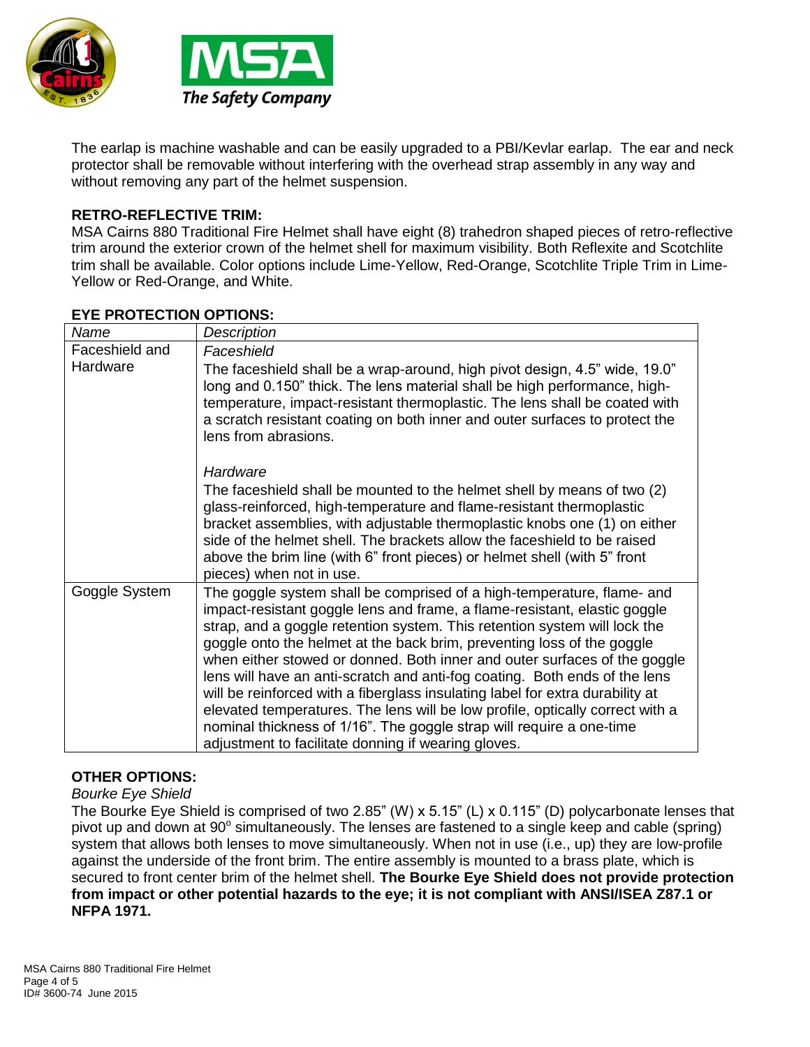The earlap is machine washable and can be easily upgraded to a PBI/Kevlar earlap. The ear and neck protector shall be removable without interfering with the overhead strap assembly in any way and without removing any part of the helmet suspension.

**RETRO-REFLECTIVE TRIM:**

MSA Cairns 880 Traditional Fire Helmet shall have eight (8) trahedron shaped pieces of retro-reflective trim around the exterior crown of the helmet shell for maximum visibility. Both Reflexite and Scotchlite trim shall be available. Color options include Lime-Yellow, Red-Orange, Scotchlite Triple Trim in Lime-Yellow or Red-Orange, and White.

**EYE PROTECTION OPTIONS:**

| *Name* | *Description* |
|---|---|
| Faceshield and Hardware | *Faceshield*<br>The faceshield shall be a wrap-around, high pivot design, 4.5" wide, 19.0" long and 0.150" thick. The lens material shall be high performance, high-temperature, impact-resistant thermoplastic. The lens shall be coated with a scratch resistant coating on both inner and outer surfaces to protect the lens from abrasions.<br><br>*Hardware*<br>The faceshield shall be mounted to the helmet shell by means of two (2) glass-reinforced, high-temperature and flame-resistant thermoplastic bracket assemblies, with adjustable thermoplastic knobs one (1) on either side of the helmet shell. The brackets allow the faceshield to be raised above the brim line (with 6" front pieces) or helmet shell (with 5" front pieces) when not in use. |
| Goggle System | The goggle system shall be comprised of a high-temperature, flame- and impact-resistant goggle lens and frame, a flame-resistant, elastic goggle strap, and a goggle retention system. This retention system will lock the goggle onto the helmet at the back brim, preventing loss of the goggle when either stowed or donned. Both inner and outer surfaces of the goggle lens will have an anti-scratch and anti-fog coating. Both ends of the lens will be reinforced with a fiberglass insulating label for extra durability at elevated temperatures. The lens will be low profile, optically correct with a nominal thickness of 1/16". The goggle strap will require a one-time adjustment to facilitate donning if wearing gloves. |

**OTHER OPTIONS:**

*Bourke Eye Shield*

The Bourke Eye Shield is comprised of two 2.85" (W) x 5.15" (L) x 0.115" (D) polycarbonate lenses that pivot up and down at 90° simultaneously. The lenses are fastened to a single keep and cable (spring) system that allows both lenses to move simultaneously. When not in use (i.e., up) they are low-profile against the underside of the front brim. The entire assembly is mounted to a brass plate, which is secured to front center brim of the helmet shell. **The Bourke Eye Shield does not provide protection from impact or other potential hazards to the eye; it is not compliant with ANSI/ISEA Z87.1 or NFPA 1971.**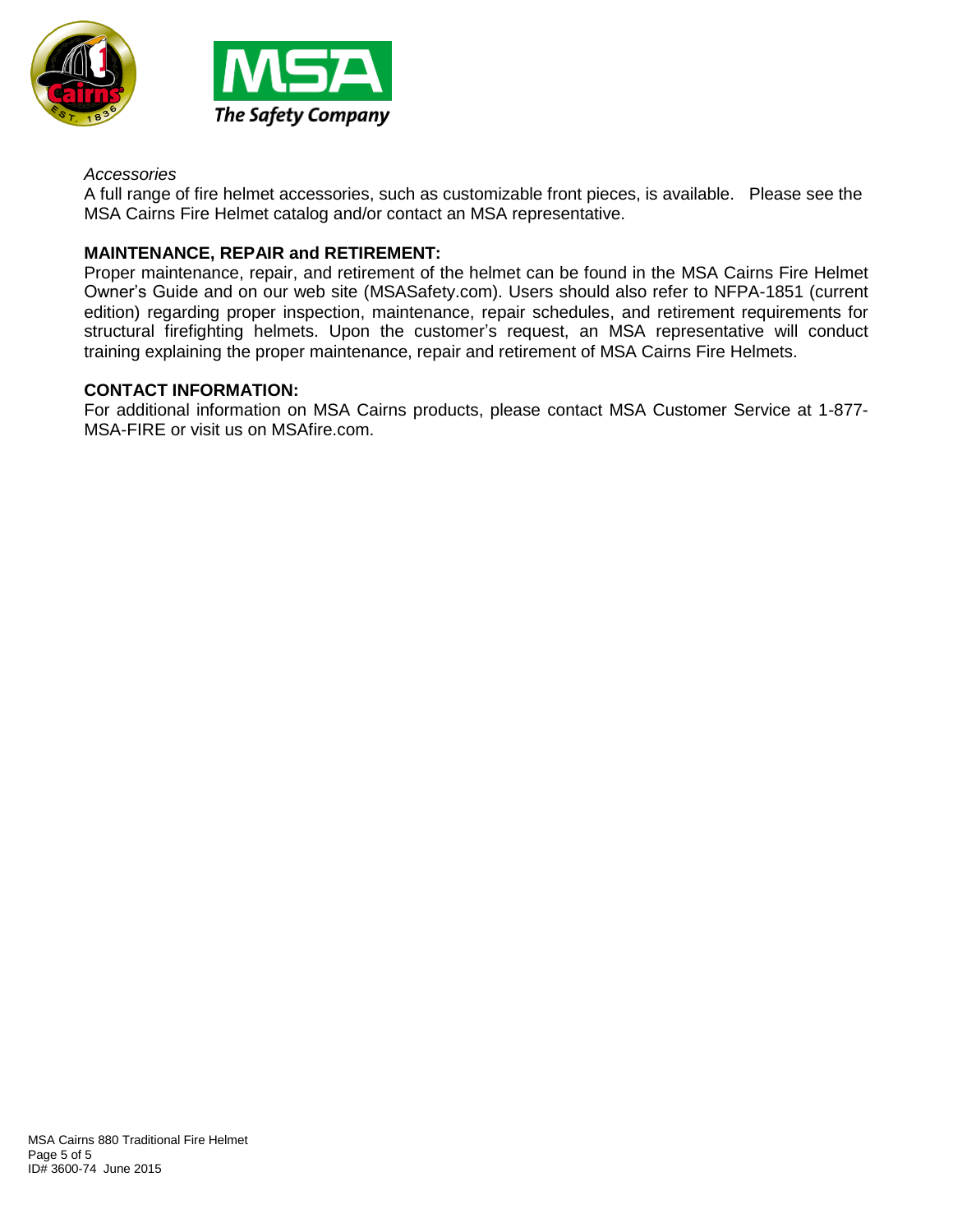*Accessories*

A full range of fire helmet accessories, such as customizable front pieces, is available. Please see the MSA Cairns Fire Helmet catalog and/or contact an MSA representative.

**MAINTENANCE, REPAIR and RETIREMENT:**

Proper maintenance, repair, and retirement of the helmet can be found in the MSA Cairns Fire Helmet Owner's Guide and on our web site (MSASafety.com). Users should also refer to NFPA-1851 (current edition) regarding proper inspection, maintenance, repair schedules, and retirement requirements for structural firefighting helmets. Upon the customer's request, an MSA representative will conduct training explaining the proper maintenance, repair and retirement of MSA Cairns Fire Helmets.

**CONTACT INFORMATION:**

For additional information on MSA Cairns products, please contact MSA Customer Service at 1-877-MSA-FIRE or visit us on MSAfire.com.